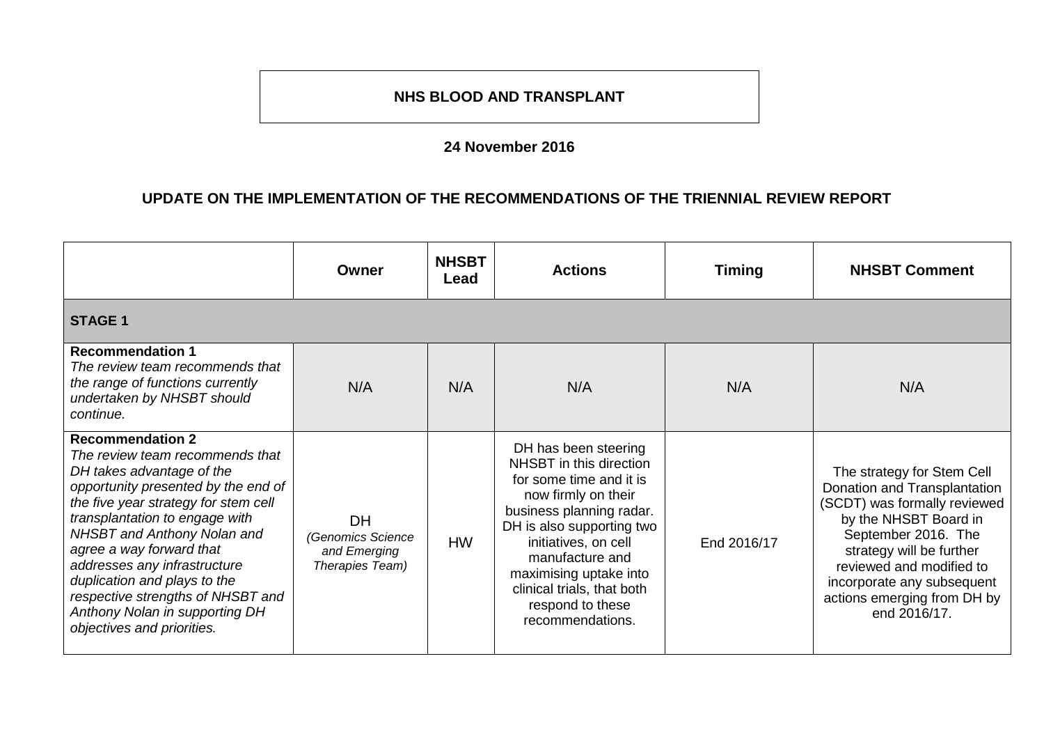# NHS BLOOD AND TRANSPLANT

**24 November 2016**

## UPDATE ON THE IMPLEMENTATION OF THE RECOMMENDATIONS OF THE TRIENNIAL REVIEW REPORT

| | Owner | NHSBT Lead | Actions | Timing | NHSBT Comment |
|---|---|---|---|---|---|
| **STAGE 1** | | | | | |
| **Recommendation 1** *The review team recommends that the range of functions currently undertaken by NHSBT should continue.* | N/A | N/A | N/A | N/A | N/A |
| **Recommendation 2** *The review team recommends that DH takes advantage of the opportunity presented by the end of the five year strategy for stem cell transplantation to engage with NHSBT and Anthony Nolan and agree a way forward that addresses any infrastructure duplication and plays to the respective strengths of NHSBT and Anthony Nolan in supporting DH objectives and priorities.* | DH *(Genomics Science and Emerging Therapies Team)* | HW | DH has been steering NHSBT in this direction for some time and it is now firmly on their business planning radar. DH is also supporting two initiatives, on cell manufacture and maximising uptake into clinical trials, that both respond to these recommendations. | End 2016/17 | The strategy for Stem Cell Donation and Transplantation (SCDT) was formally reviewed by the NHSBT Board in September 2016. The strategy will be further reviewed and modified to incorporate any subsequent actions emerging from DH by end 2016/17. |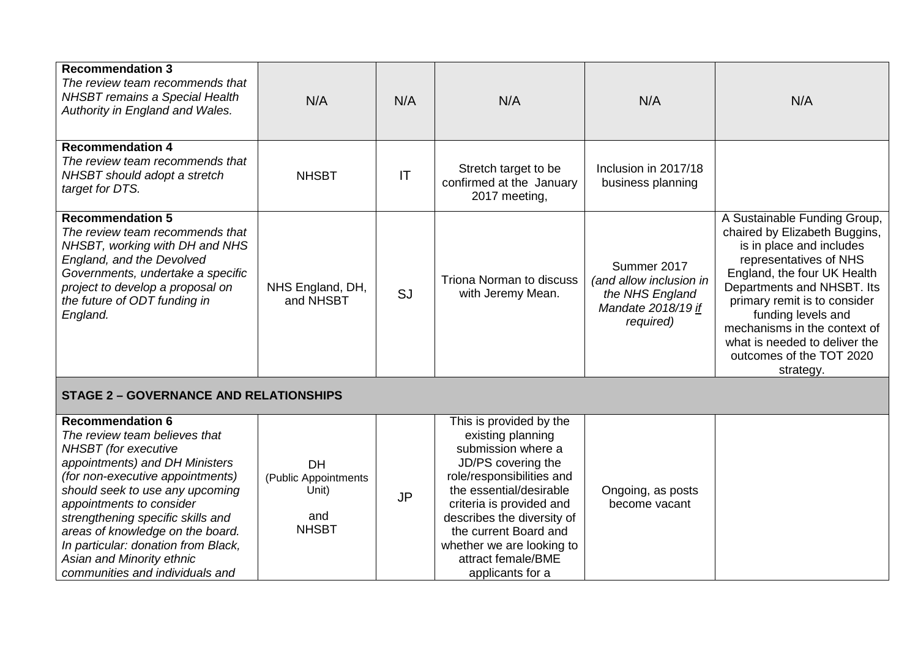| | | | | | |
|---|---|---|---|---|---|
| **Recommendation 3**<br>*The review team recommends that NHSBT remains a Special Health Authority in England and Wales.* | N/A | N/A | N/A | N/A | N/A |
| **Recommendation 4**<br>*The review team recommends that NHSBT should adopt a stretch target for DTS.* | NHSBT | IT | Stretch target to be confirmed at the January 2017 meeting, | Inclusion in 2017/18 business planning | |
| **Recommendation 5**<br>*The review team recommends that NHSBT, working with DH and NHS England, and the Devolved Governments, undertake a specific project to develop a proposal on the future of ODT funding in England.* | NHS England, DH, and NHSBT | SJ | Triona Norman to discuss with Jeremy Mean. | Summer 2017 *(and allow inclusion in the NHS England Mandate 2018/19 if required)* | A Sustainable Funding Group, chaired by Elizabeth Buggins, is in place and includes representatives of NHS England, the four UK Health Departments and NHSBT. Its primary remit is to consider funding levels and mechanisms in the context of what is needed to deliver the outcomes of the TOT 2020 strategy. |
| **STAGE 2 – GOVERNANCE AND RELATIONSHIPS** | | | | | |
| **Recommendation 6**<br>*The review team believes that NHSBT (for executive appointments) and DH Ministers (for non-executive appointments) should seek to use any upcoming appointments to consider strengthening specific skills and areas of knowledge on the board. In particular: donation from Black, Asian and Minority ethnic communities and individuals and* | DH (Public Appointments Unit) and NHSBT | JP | This is provided by the existing planning submission where a JD/PS covering the role/responsibilities and the essential/desirable criteria is provided and describes the diversity of the current Board and whether we are looking to attract female/BME applicants for a | Ongoing, as posts become vacant | |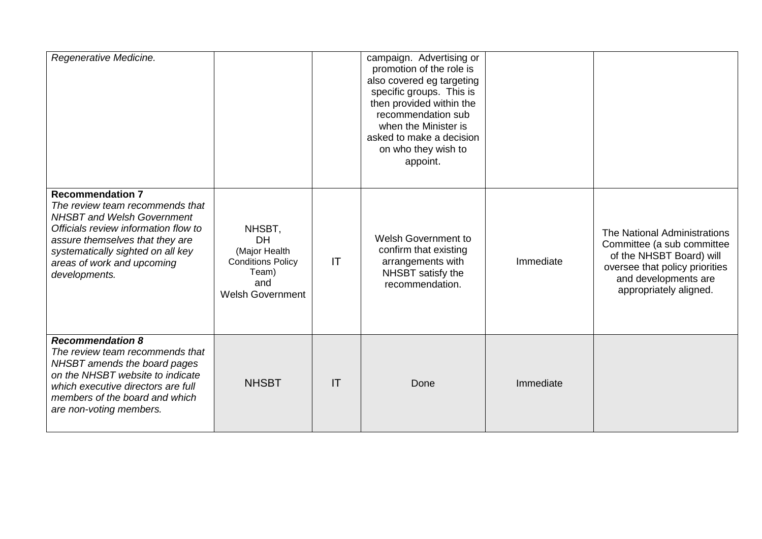| | | | | | |
|---|---|---|---|---|---|
| *Regenerative Medicine.* | | | campaign. Advertising or promotion of the role is also covered eg targeting specific groups. This is then provided within the recommendation sub when the Minister is asked to make a decision on who they wish to appoint. | | |
| **Recommendation 7** *The review team recommends that NHSBT and Welsh Government Officials review information flow to assure themselves that they are systematically sighted on all key areas of work and upcoming developments.* | NHSBT, DH (Major Health Conditions Policy Team) and Welsh Government | IT | Welsh Government to confirm that existing arrangements with NHSBT satisfy the recommendation. | Immediate | The National Administrations Committee (a sub committee of the NHSBT Board) will oversee that policy priorities and developments are appropriately aligned. |
| ***Recommendation 8*** *The review team recommends that NHSBT amends the board pages on the NHSBT website to indicate which executive directors are full members of the board and which are non-voting members.* | NHSBT | IT | Done | Immediate | |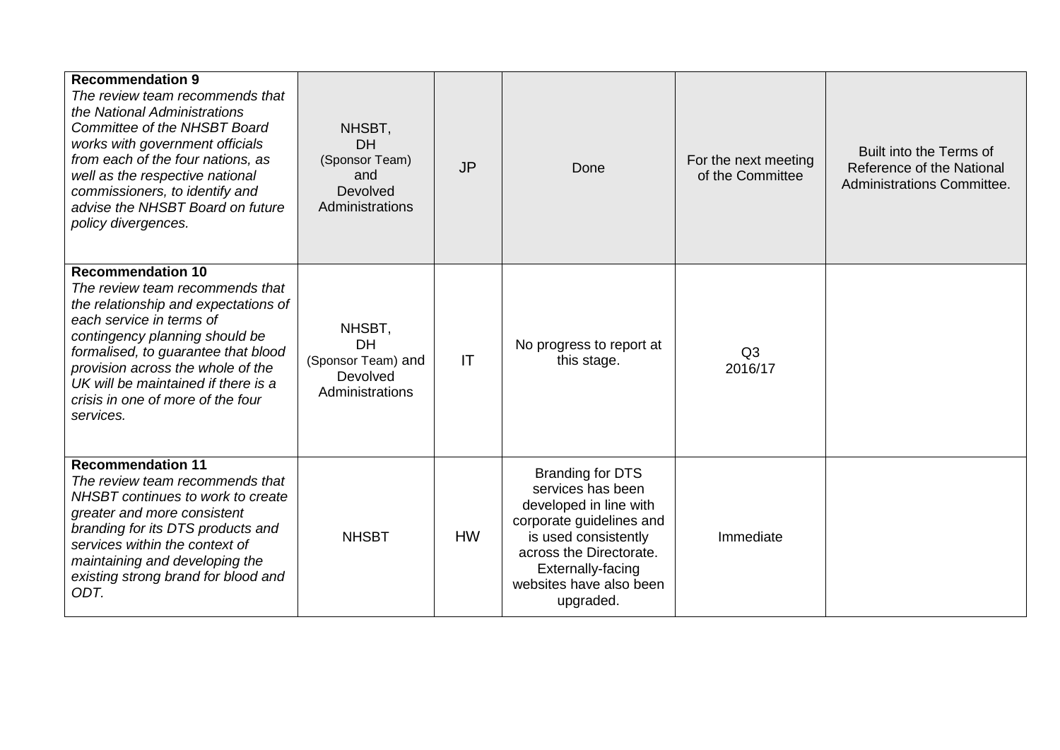| | | | | | |
|---|---|---|---|---|---|
| **Recommendation 9**<br>*The review team recommends that the National Administrations Committee of the NHSBT Board works with government officials from each of the four nations, as well as the respective national commissioners, to identify and advise the NHSBT Board on future policy divergences.* | NHSBT,<br>DH<br>(Sponsor Team)<br>and<br>Devolved Administrations | JP | Done | For the next meeting of the Committee | Built into the Terms of Reference of the National Administrations Committee. |
| **Recommendation 10**<br>*The review team recommends that the relationship and expectations of each service in terms of contingency planning should be formalised, to guarantee that blood provision across the whole of the UK will be maintained if there is a crisis in one of more of the four services.* | NHSBT,<br>DH<br>(Sponsor Team) and<br>Devolved Administrations | IT | No progress to report at this stage. | Q3<br>2016/17 | |
| **Recommendation 11**<br>*The review team recommends that NHSBT continues to work to create greater and more consistent branding for its DTS products and services within the context of maintaining and developing the existing strong brand for blood and ODT.* | NHSBT | HW | Branding for DTS services has been developed in line with corporate guidelines and is used consistently across the Directorate. Externally-facing websites have also been upgraded. | Immediate | |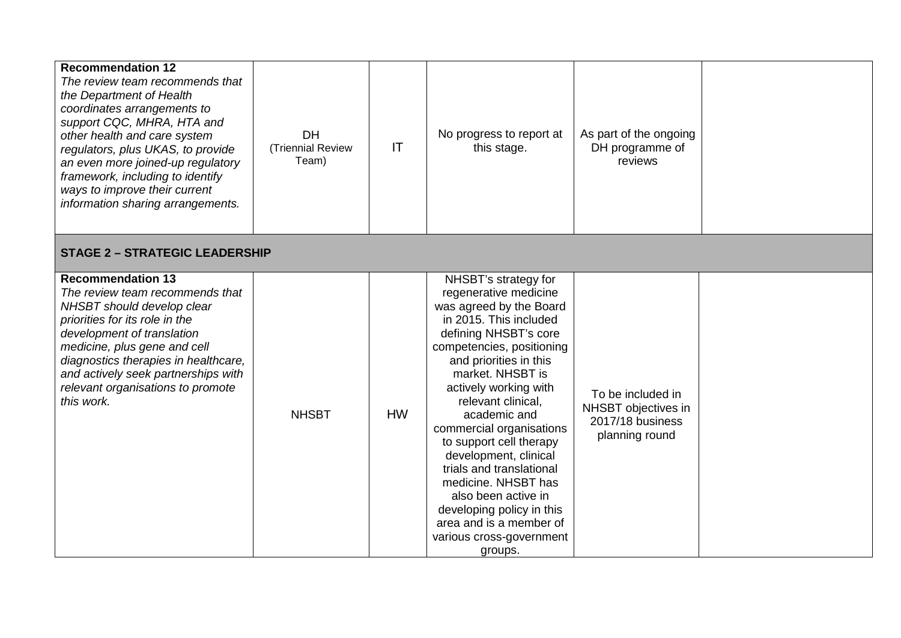| | | | | | |
|---|---|---|---|---|---|
| **Recommendation 12**<br>*The review team recommends that the Department of Health coordinates arrangements to support CQC, MHRA, HTA and other health and care system regulators, plus UKAS, to provide an even more joined-up regulatory framework, including to identify ways to improve their current information sharing arrangements.* | DH (Triennial Review Team) | IT | No progress to report at this stage. | As part of the ongoing DH programme of reviews | |
| **STAGE 2 – STRATEGIC LEADERSHIP** | | | | | |
| **Recommendation 13**<br>*The review team recommends that NHSBT should develop clear priorities for its role in the development of translation medicine, plus gene and cell diagnostics therapies in healthcare, and actively seek partnerships with relevant organisations to promote this work.* | NHSBT | HW | NHSBT's strategy for regenerative medicine was agreed by the Board in 2015. This included defining NHSBT's core competencies, positioning and priorities in this market. NHSBT is actively working with relevant clinical, academic and commercial organisations to support cell therapy development, clinical trials and translational medicine. NHSBT has also been active in developing policy in this area and is a member of various cross-government groups. | To be included in NHSBT objectives in 2017/18 business planning round | |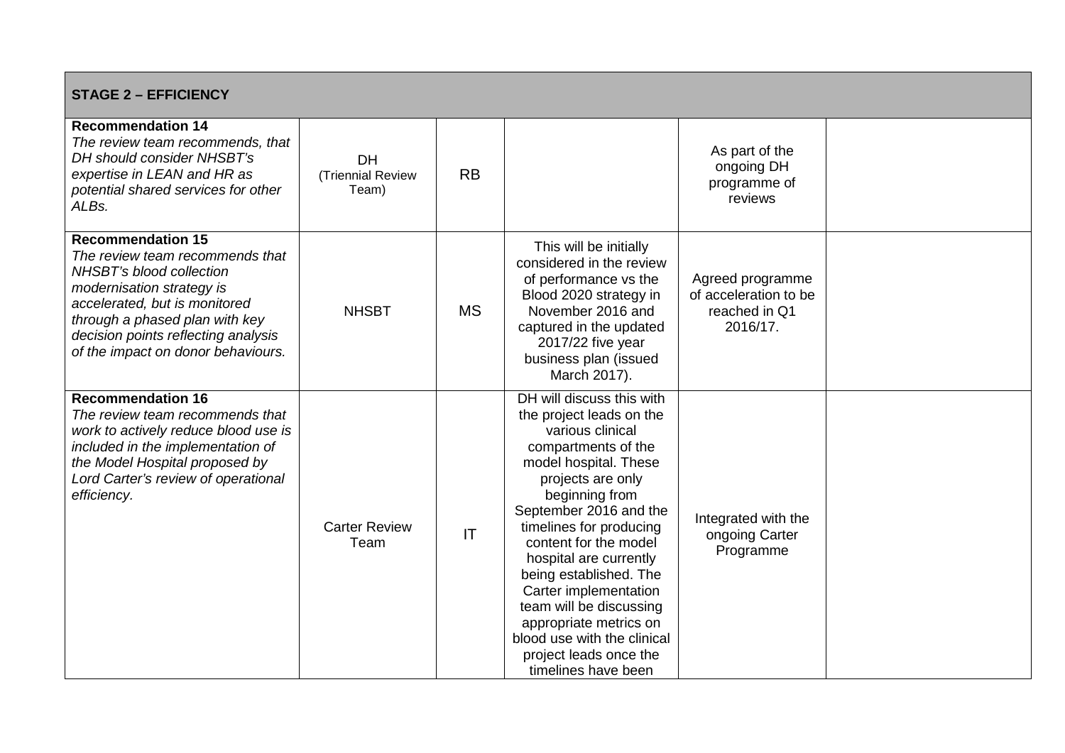| STAGE 2 – EFFICIENCY | | | | | |
|---|---|---|---|---|---|
| **Recommendation 14**<br>*The review team recommends, that DH should consider NHSBT's expertise in LEAN and HR as potential shared services for other ALBs.* | DH (Triennial Review Team) | RB | | As part of the ongoing DH programme of reviews | |
| **Recommendation 15**<br>*The review team recommends that NHSBT's blood collection modernisation strategy is accelerated, but is monitored through a phased plan with key decision points reflecting analysis of the impact on donor behaviours.* | NHSBT | MS | This will be initially considered in the review of performance vs the Blood 2020 strategy in November 2016 and captured in the updated 2017/22 five year business plan (issued March 2017). | Agreed programme of acceleration to be reached in Q1 2016/17. | |
| **Recommendation 16**<br>*The review team recommends that work to actively reduce blood use is included in the implementation of the Model Hospital proposed by Lord Carter's review of operational efficiency.* | Carter Review Team | IT | DH will discuss this with the project leads on the various clinical compartments of the model hospital. These projects are only beginning from September 2016 and the timelines for producing content for the model hospital are currently being established. The Carter implementation team will be discussing appropriate metrics on blood use with the clinical project leads once the timelines have been | Integrated with the ongoing Carter Programme | |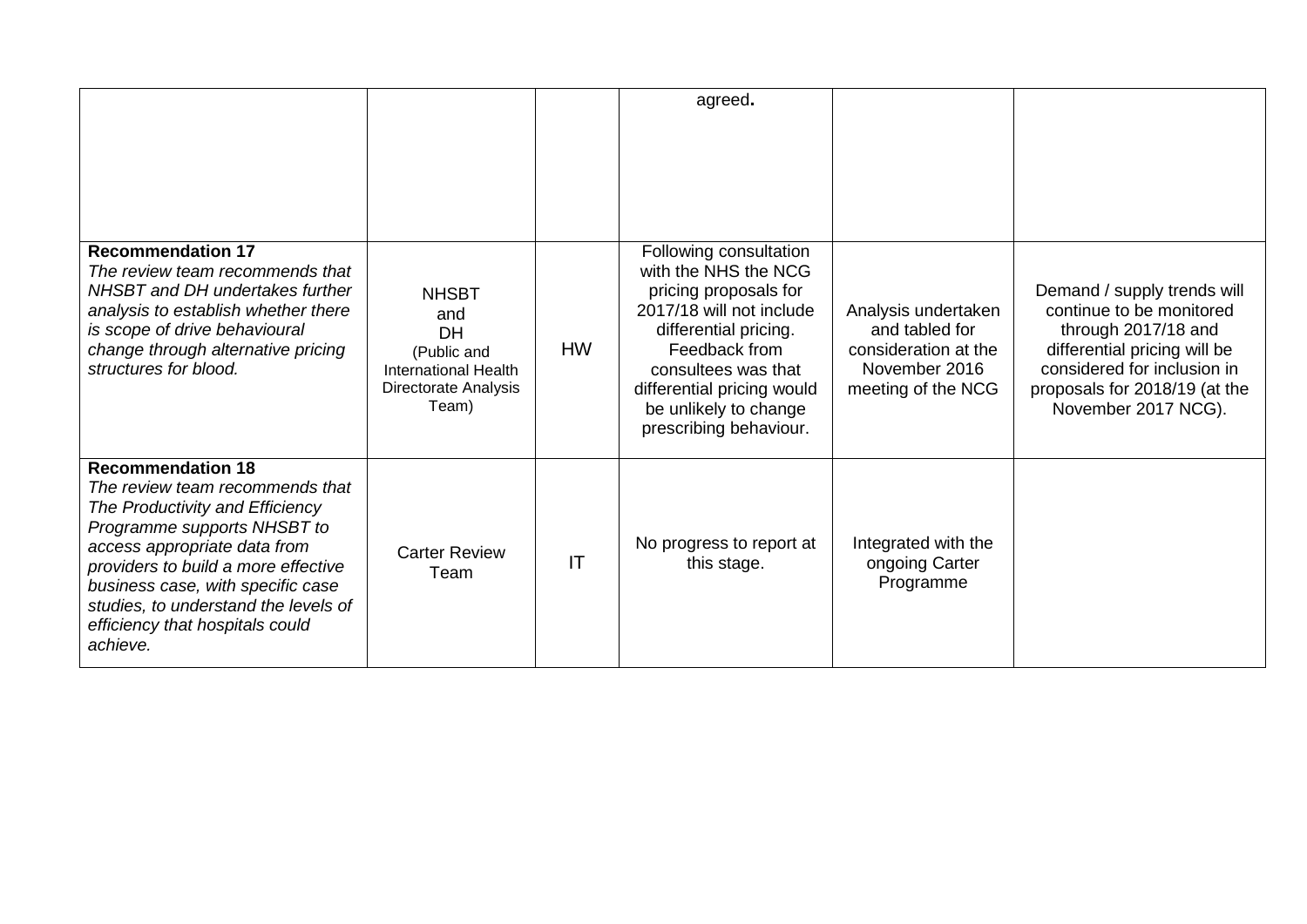| | | | | | |
|---|---|---|---|---|---|
| | | | agreed. | | |
| **Recommendation 17**<br>*The review team recommends that NHSBT and DH undertakes further analysis to establish whether there is scope of drive behavioural change through alternative pricing structures for blood.* | NHSBT and DH (Public and International Health Directorate Analysis Team) | HW | Following consultation with the NHS the NCG pricing proposals for 2017/18 will not include differential pricing. Feedback from consultees was that differential pricing would be unlikely to change prescribing behaviour. | Analysis undertaken and tabled for consideration at the November 2016 meeting of the NCG | Demand / supply trends will continue to be monitored through 2017/18 and differential pricing will be considered for inclusion in proposals for 2018/19 (at the November 2017 NCG). |
| **Recommendation 18**<br>*The review team recommends that The Productivity and Efficiency Programme supports NHSBT to access appropriate data from providers to build a more effective business case, with specific case studies, to understand the levels of efficiency that hospitals could achieve.* | Carter Review Team | IT | No progress to report at this stage. | Integrated with the ongoing Carter Programme | |